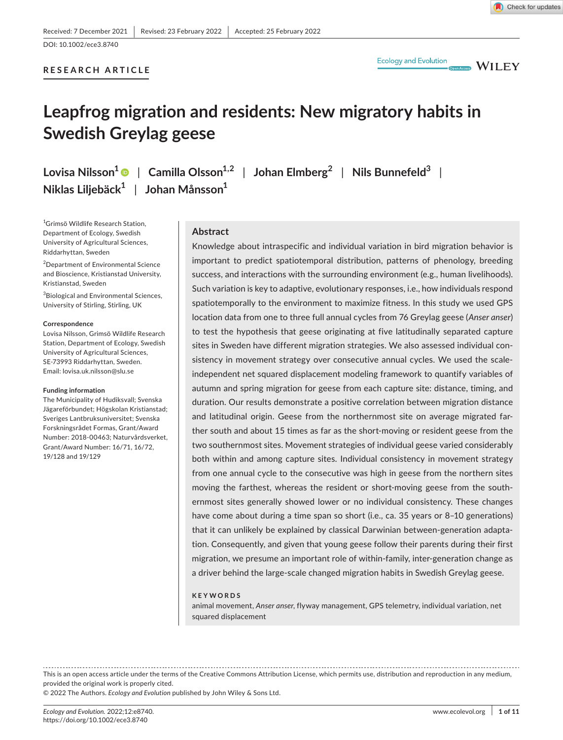Received: 7 December 2021 | Revised: 23 February 2022 | Accepted: 25 February 2022

DOI: 10.1002/ece3.8740

RESEARCH ARTICLE

# Leapfrog migration and residents: New migratory habits in Swedish Greylag geese

**Lovisa Nilsson[1] | Camilla Olsson[1,2] | Johan Elmberg[2] | Nils Bunnefeld[3] | Niklas Liljebäck[1] | Johan Månsson[1]**

[1]Grimsö Wildlife Research Station, Department of Ecology, Swedish University of Agricultural Sciences, Riddarhyttan, Sweden

[2]Department of Environmental Science and Bioscience, Kristianstad University, Kristianstad, Sweden

[3]Biological and Environmental Sciences, University of Stirling, Stirling, UK

**Correspondence**
Lovisa Nilsson, Grimsö Wildlife Research Station, Department of Ecology, Swedish University of Agricultural Sciences, SE-73993 Riddarhyttan, Sweden.
Email: lovisa.uk.nilsson@slu.se

**Funding information**
The Municipality of Hudiksvall; Svenska Jägareförbundet; Högskolan Kristianstad; Sveriges Lantbruksuniversitet; Svenska Forskningsrådet Formas, Grant/Award Number: 2018-00463; Naturvårdsverket, Grant/Award Number: 16/71, 16/72, 19/128 and 19/129

## Abstract

Knowledge about intraspecific and individual variation in bird migration behavior is important to predict spatiotemporal distribution, patterns of phenology, breeding success, and interactions with the surrounding environment (e.g., human livelihoods). Such variation is key to adaptive, evolutionary responses, i.e., how individuals respond spatiotemporally to the environment to maximize fitness. In this study we used GPS location data from one to three full annual cycles from 76 Greylag geese (*Anser anser*) to test the hypothesis that geese originating at five latitudinally separated capture sites in Sweden have different migration strategies. We also assessed individual consistency in movement strategy over consecutive annual cycles. We used the scale-independent net squared displacement modeling framework to quantify variables of autumn and spring migration for geese from each capture site: distance, timing, and duration. Our results demonstrate a positive correlation between migration distance and latitudinal origin. Geese from the northernmost site on average migrated farther south and about 15 times as far as the short-moving or resident geese from the two southernmost sites. Movement strategies of individual geese varied considerably both within and among capture sites. Individual consistency in movement strategy from one annual cycle to the consecutive was high in geese from the northern sites moving the farthest, whereas the resident or short-moving geese from the southernmost sites generally showed lower or no individual consistency. These changes have come about during a time span so short (i.e., ca. 35 years or 8–10 generations) that it can unlikely be explained by classical Darwinian between-generation adaptation. Consequently, and given that young geese follow their parents during their first migration, we presume an important role of within-family, inter-generation change as a driver behind the large-scale changed migration habits in Swedish Greylag geese.

**KEYWORDS**
animal movement, *Anser anser*, flyway management, GPS telemetry, individual variation, net squared displacement

This is an open access article under the terms of the Creative Commons Attribution License, which permits use, distribution and reproduction in any medium, provided the original work is properly cited.
© 2022 The Authors. *Ecology and Evolution* published by John Wiley & Sons Ltd.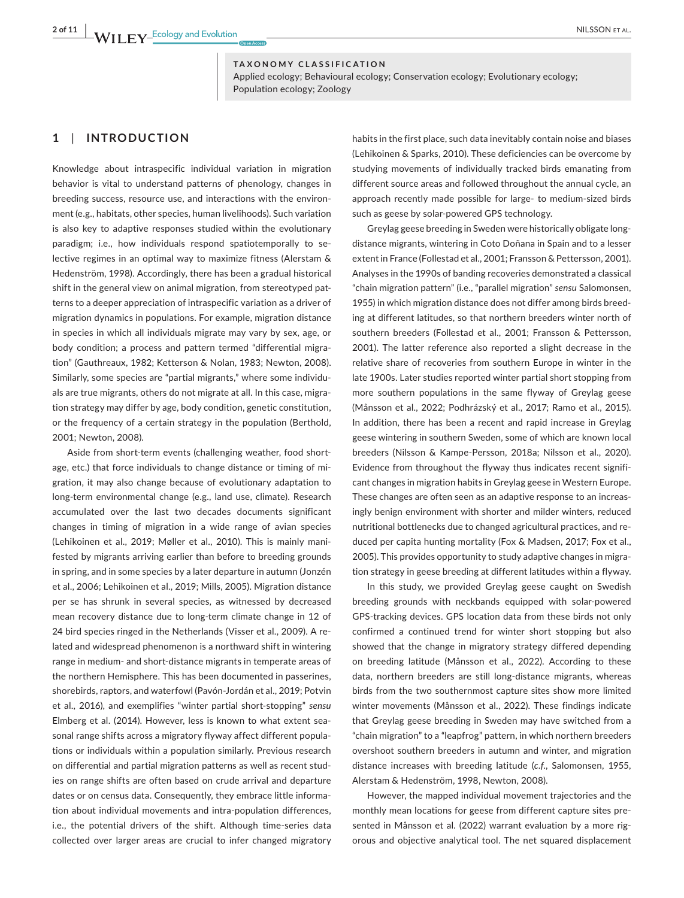**TAXONOMY CLASSIFICATION**

Applied ecology; Behavioural ecology; Conservation ecology; Evolutionary ecology; Population ecology; Zoology

## 1 | INTRODUCTION

Knowledge about intraspecific individual variation in migration behavior is vital to understand patterns of phenology, changes in breeding success, resource use, and interactions with the environment (e.g., habitats, other species, human livelihoods). Such variation is also key to adaptive responses studied within the evolutionary paradigm; i.e., how individuals respond spatiotemporally to selective regimes in an optimal way to maximize fitness (Alerstam & Hedenström, 1998). Accordingly, there has been a gradual historical shift in the general view on animal migration, from stereotyped patterns to a deeper appreciation of intraspecific variation as a driver of migration dynamics in populations. For example, migration distance in species in which all individuals migrate may vary by sex, age, or body condition; a process and pattern termed "differential migration" (Gauthreaux, 1982; Ketterson & Nolan, 1983; Newton, 2008). Similarly, some species are "partial migrants," where some individuals are true migrants, others do not migrate at all. In this case, migration strategy may differ by age, body condition, genetic constitution, or the frequency of a certain strategy in the population (Berthold, 2001; Newton, 2008).

Aside from short-term events (challenging weather, food shortage, etc.) that force individuals to change distance or timing of migration, it may also change because of evolutionary adaptation to long-term environmental change (e.g., land use, climate). Research accumulated over the last two decades documents significant changes in timing of migration in a wide range of avian species (Lehikoinen et al., 2019; Møller et al., 2010). This is mainly manifested by migrants arriving earlier than before to breeding grounds in spring, and in some species by a later departure in autumn (Jonzén et al., 2006; Lehikoinen et al., 2019; Mills, 2005). Migration distance per se has shrunk in several species, as witnessed by decreased mean recovery distance due to long-term climate change in 12 of 24 bird species ringed in the Netherlands (Visser et al., 2009). A related and widespread phenomenon is a northward shift in wintering range in medium- and short-distance migrants in temperate areas of the northern Hemisphere. This has been documented in passerines, shorebirds, raptors, and waterfowl (Pavón-Jordán et al., 2019; Potvin et al., 2016), and exemplifies "winter partial short-stopping" *sensu* Elmberg et al. (2014). However, less is known to what extent seasonal range shifts across a migratory flyway affect different populations or individuals within a population similarly. Previous research on differential and partial migration patterns as well as recent studies on range shifts are often based on crude arrival and departure dates or on census data. Consequently, they embrace little information about individual movements and intra-population differences, i.e., the potential drivers of the shift. Although time-series data collected over larger areas are crucial to infer changed migratory habits in the first place, such data inevitably contain noise and biases (Lehikoinen & Sparks, 2010). These deficiencies can be overcome by studying movements of individually tracked birds emanating from different source areas and followed throughout the annual cycle, an approach recently made possible for large- to medium-sized birds such as geese by solar-powered GPS technology.

Greylag geese breeding in Sweden were historically obligate long-distance migrants, wintering in Coto Doñana in Spain and to a lesser extent in France (Follestad et al., 2001; Fransson & Pettersson, 2001). Analyses in the 1990s of banding recoveries demonstrated a classical "chain migration pattern" (i.e., "parallel migration" *sensu* Salomonsen, 1955) in which migration distance does not differ among birds breeding at different latitudes, so that northern breeders winter north of southern breeders (Follestad et al., 2001; Fransson & Pettersson, 2001). The latter reference also reported a slight decrease in the relative share of recoveries from southern Europe in winter in the late 1900s. Later studies reported winter partial short stopping from more southern populations in the same flyway of Greylag geese (Månsson et al., 2022; Podhrázský et al., 2017; Ramo et al., 2015). In addition, there has been a recent and rapid increase in Greylag geese wintering in southern Sweden, some of which are known local breeders (Nilsson & Kampe-Persson, 2018a; Nilsson et al., 2020). Evidence from throughout the flyway thus indicates recent significant changes in migration habits in Greylag geese in Western Europe. These changes are often seen as an adaptive response to an increasingly benign environment with shorter and milder winters, reduced nutritional bottlenecks due to changed agricultural practices, and reduced per capita hunting mortality (Fox & Madsen, 2017; Fox et al., 2005). This provides opportunity to study adaptive changes in migration strategy in geese breeding at different latitudes within a flyway.

In this study, we provided Greylag geese caught on Swedish breeding grounds with neckbands equipped with solar-powered GPS-tracking devices. GPS location data from these birds not only confirmed a continued trend for winter short stopping but also showed that the change in migratory strategy differed depending on breeding latitude (Månsson et al., 2022). According to these data, northern breeders are still long-distance migrants, whereas birds from the two southernmost capture sites show more limited winter movements (Månsson et al., 2022). These findings indicate that Greylag geese breeding in Sweden may have switched from a "chain migration" to a "leapfrog" pattern, in which northern breeders overshoot southern breeders in autumn and winter, and migration distance increases with breeding latitude (*c.f.*, Salomonsen, 1955, Alerstam & Hedenström, 1998, Newton, 2008).

However, the mapped individual movement trajectories and the monthly mean locations for geese from different capture sites presented in Månsson et al. (2022) warrant evaluation by a more rigorous and objective analytical tool. The net squared displacement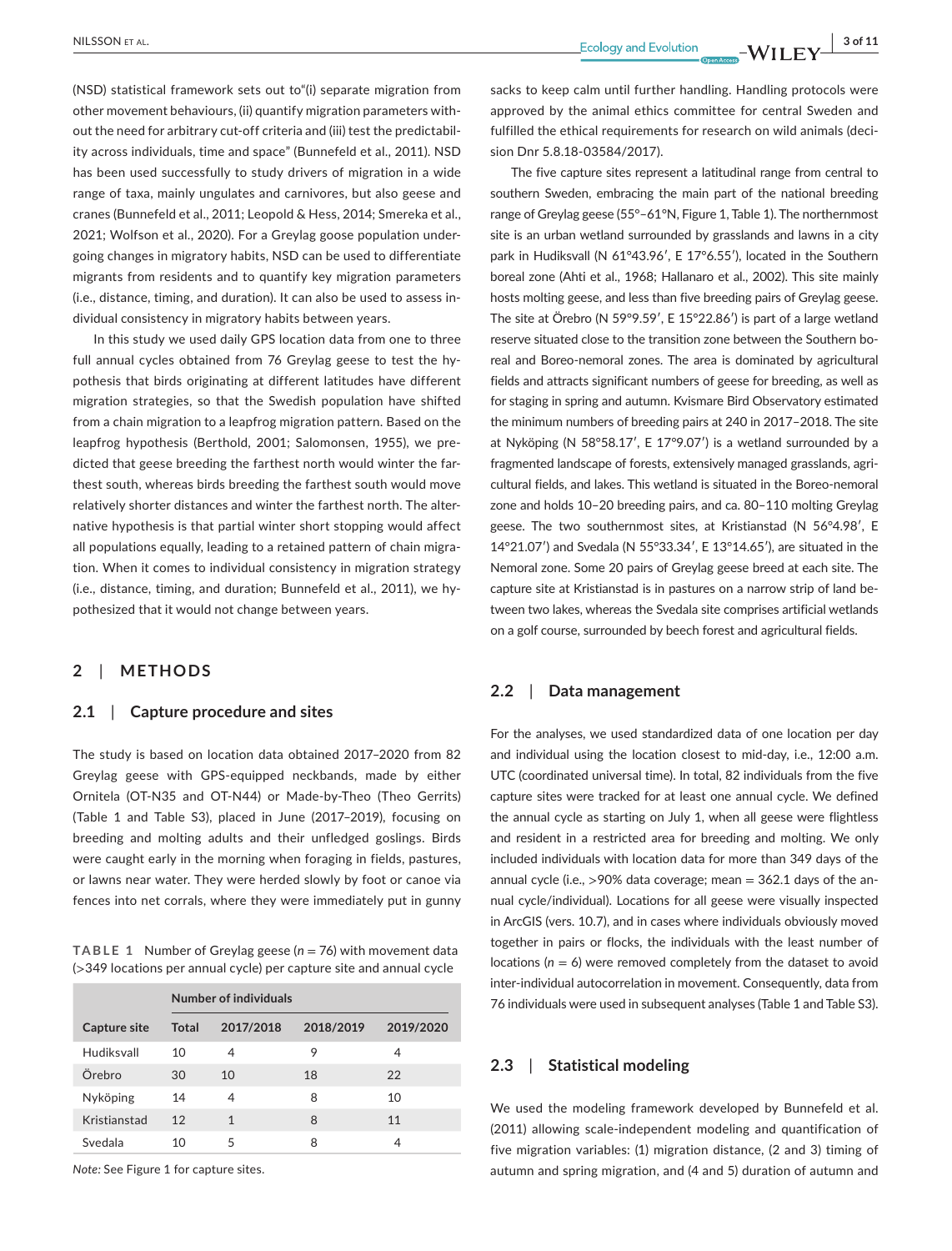(NSD) statistical framework sets out to"(i) separate migration from other movement behaviours, (ii) quantify migration parameters without the need for arbitrary cut-off criteria and (iii) test the predictability across individuals, time and space" (Bunnefeld et al., 2011). NSD has been used successfully to study drivers of migration in a wide range of taxa, mainly ungulates and carnivores, but also geese and cranes (Bunnefeld et al., 2011; Leopold & Hess, 2014; Smereka et al., 2021; Wolfson et al., 2020). For a Greylag goose population undergoing changes in migratory habits, NSD can be used to differentiate migrants from residents and to quantify key migration parameters (i.e., distance, timing, and duration). It can also be used to assess individual consistency in migratory habits between years.

In this study we used daily GPS location data from one to three full annual cycles obtained from 76 Greylag geese to test the hypothesis that birds originating at different latitudes have different migration strategies, so that the Swedish population have shifted from a chain migration to a leapfrog migration pattern. Based on the leapfrog hypothesis (Berthold, 2001; Salomonsen, 1955), we predicted that geese breeding the farthest north would winter the farthest south, whereas birds breeding the farthest south would move relatively shorter distances and winter the farthest north. The alternative hypothesis is that partial winter short stopping would affect all populations equally, leading to a retained pattern of chain migration. When it comes to individual consistency in migration strategy (i.e., distance, timing, and duration; Bunnefeld et al., 2011), we hypothesized that it would not change between years.

## 2 | METHODS

### 2.1 | Capture procedure and sites

The study is based on location data obtained 2017–2020 from 82 Greylag geese with GPS-equipped neckbands, made by either Ornitela (OT-N35 and OT-N44) or Made-by-Theo (Theo Gerrits) (Table 1 and Table S3), placed in June (2017–2019), focusing on breeding and molting adults and their unfledged goslings. Birds were caught early in the morning when foraging in fields, pastures, or lawns near water. They were herded slowly by foot or canoe via fences into net corrals, where they were immediately put in gunny sacks to keep calm until further handling. Handling protocols were approved by the animal ethics committee for central Sweden and fulfilled the ethical requirements for research on wild animals (decision Dnr 5.8.18-03584/2017).

**TABLE 1** Number of Greylag geese ($n = 76$) with movement data (>349 locations per annual cycle) per capture site and annual cycle

| | Number of individuals | | | |
|---|---|---|---|---|
| Capture site | Total | 2017/2018 | 2018/2019 | 2019/2020 |
| Hudiksvall | 10 | 4 | 9 | 4 |
| Örebro | 30 | 10 | 18 | 22 |
| Nyköping | 14 | 4 | 8 | 10 |
| Kristianstad | 12 | 1 | 8 | 11 |
| Svedala | 10 | 5 | 8 | 4 |

*Note:* See Figure 1 for capture sites.

The five capture sites represent a latitudinal range from central to southern Sweden, embracing the main part of the national breeding range of Greylag geese (55°–61°N, Figure 1, Table 1). The northernmost site is an urban wetland surrounded by grasslands and lawns in a city park in Hudiksvall (N 61°43.96′, E 17°6.55′), located in the Southern boreal zone (Ahti et al., 1968; Hallanaro et al., 2002). This site mainly hosts molting geese, and less than five breeding pairs of Greylag geese. The site at Örebro (N 59°9.59′, E 15°22.86′) is part of a large wetland reserve situated close to the transition zone between the Southern boreal and Boreo-nemoral zones. The area is dominated by agricultural fields and attracts significant numbers of geese for breeding, as well as for staging in spring and autumn. Kvismare Bird Observatory estimated the minimum numbers of breeding pairs at 240 in 2017–2018. The site at Nyköping (N 58°58.17′, E 17°9.07′) is a wetland surrounded by a fragmented landscape of forests, extensively managed grasslands, agricultural fields, and lakes. This wetland is situated in the Boreo-nemoral zone and holds 10–20 breeding pairs, and ca. 80–110 molting Greylag geese. The two southernmost sites, at Kristianstad (N 56°4.98′, E 14°21.07′) and Svedala (N 55°33.34′, E 13°14.65′), are situated in the Nemoral zone. Some 20 pairs of Greylag geese breed at each site. The capture site at Kristianstad is in pastures on a narrow strip of land between two lakes, whereas the Svedala site comprises artificial wetlands on a golf course, surrounded by beech forest and agricultural fields.

### 2.2 | Data management

For the analyses, we used standardized data of one location per day and individual using the location closest to mid-day, i.e., 12:00 a.m. UTC (coordinated universal time). In total, 82 individuals from the five capture sites were tracked for at least one annual cycle. We defined the annual cycle as starting on July 1, when all geese were flightless and resident in a restricted area for breeding and molting. We only included individuals with location data for more than 349 days of the annual cycle (i.e., >90% data coverage; mean = 362.1 days of the annual cycle/individual). Locations for all geese were visually inspected in ArcGIS (vers. 10.7), and in cases where individuals obviously moved together in pairs or flocks, the individuals with the least number of locations ($n = 6$) were removed completely from the dataset to avoid inter-individual autocorrelation in movement. Consequently, data from 76 individuals were used in subsequent analyses (Table 1 and Table S3).

### 2.3 | Statistical modeling

We used the modeling framework developed by Bunnefeld et al. (2011) allowing scale-independent modeling and quantification of five migration variables: (1) migration distance, (2 and 3) timing of autumn and spring migration, and (4 and 5) duration of autumn and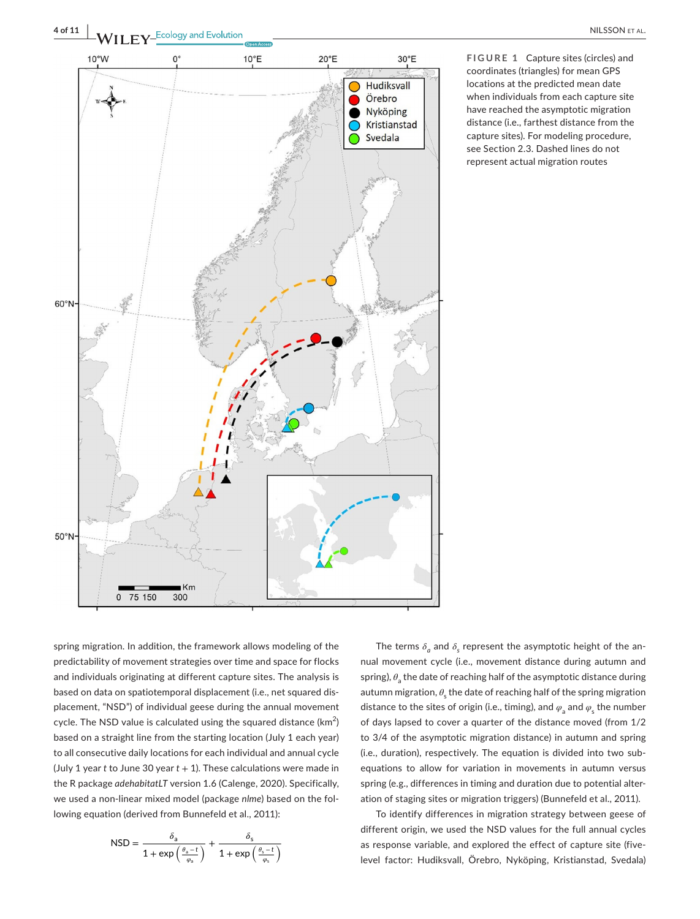**FIGURE 1** Capture sites (circles) and coordinates (triangles) for mean GPS locations at the predicted mean date when individuals from each capture site have reached the asymptotic migration distance (i.e., farthest distance from the capture sites). For modeling procedure, see Section 2.3. Dashed lines do not represent actual migration routes

spring migration. In addition, the framework allows modeling of the predictability of movement strategies over time and space for flocks and individuals originating at different capture sites. The analysis is based on data on spatiotemporal displacement (i.e., net squared displacement, "NSD") of individual geese during the annual movement cycle. The NSD value is calculated using the squared distance ($km^2$) based on a straight line from the starting location (July 1 each year) to all consecutive daily locations for each individual and annual cycle (July 1 year $t$ to June 30 year $t+1$). These calculations were made in the R package *adehabitatLT* version 1.6 (Calenge, 2020). Specifically, we used a non-linear mixed model (package *nlme*) based on the following equation (derived from Bunnefeld et al., 2011):

$$\text{NSD} = \frac{\delta_a}{1 + \exp\left(\frac{\theta_a - t}{\varphi_a}\right)} + \frac{\delta_s}{1 + \exp\left(\frac{\theta_s - t}{\varphi_s}\right)}$$

The terms $\delta_a$ and $\delta_s$ represent the asymptotic height of the annual movement cycle (i.e., movement distance during autumn and spring), $\theta_a$ the date of reaching half of the asymptotic distance during autumn migration, $\theta_s$ the date of reaching half of the spring migration distance to the sites of origin (i.e., timing), and $\varphi_a$ and $\varphi_s$ the number of days lapsed to cover a quarter of the distance moved (from 1/2 to 3/4 of the asymptotic migration distance) in autumn and spring (i.e., duration), respectively. The equation is divided into two subequations to allow for variation in movements in autumn versus spring (e.g., differences in timing and duration due to potential alteration of staging sites or migration triggers) (Bunnefeld et al., 2011).

To identify differences in migration strategy between geese of different origin, we used the NSD values for the full annual cycles as response variable, and explored the effect of capture site (five-level factor: Hudiksvall, Örebro, Nyköping, Kristianstad, Svedala)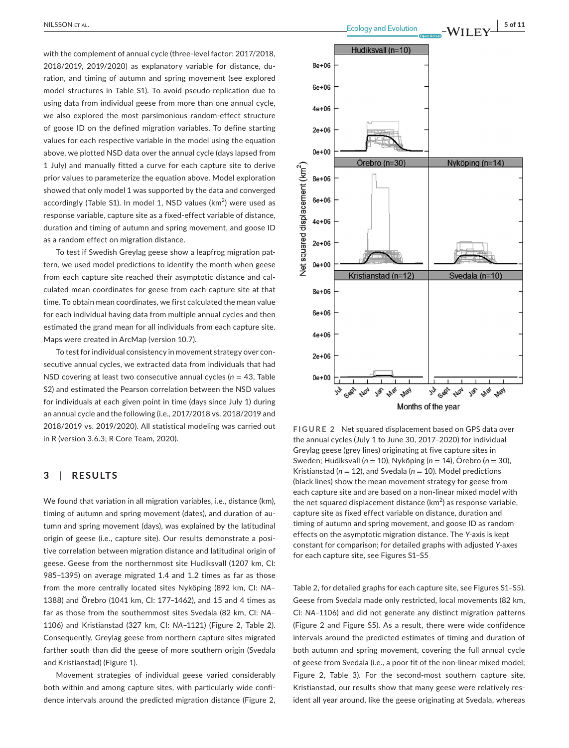with the complement of annual cycle (three-level factor: 2017/2018, 2018/2019, 2019/2020) as explanatory variable for distance, duration, and timing of autumn and spring movement (see explored model structures in Table S1). To avoid pseudo-replication due to using data from individual geese from more than one annual cycle, we also explored the most parsimonious random-effect structure of goose ID on the defined migration variables. To define starting values for each respective variable in the model using the equation above, we plotted NSD data over the annual cycle (days lapsed from 1 July) and manually fitted a curve for each capture site to derive prior values to parameterize the equation above. Model exploration showed that only model 1 was supported by the data and converged accordingly (Table S1). In model 1, NSD values (km$^2$) were used as response variable, capture site as a fixed-effect variable of distance, duration and timing of autumn and spring movement, and goose ID as a random effect on migration distance.

To test if Swedish Greylag geese show a leapfrog migration pattern, we used model predictions to identify the month when geese from each capture site reached their asymptotic distance and calculated mean coordinates for geese from each capture site at that time. To obtain mean coordinates, we first calculated the mean value for each individual having data from multiple annual cycles and then estimated the grand mean for all individuals from each capture site. Maps were created in ArcMap (version 10.7).

To test for individual consistency in movement strategy over consecutive annual cycles, we extracted data from individuals that had NSD covering at least two consecutive annual cycles ($n$ = 43, Table S2) and estimated the Pearson correlation between the NSD values for individuals at each given point in time (days since July 1) during an annual cycle and the following (i.e., 2017/2018 vs. 2018/2019 and 2018/2019 vs. 2019/2020). All statistical modeling was carried out in R (version 3.6.3; R Core Team, 2020).

## 3 | RESULTS

We found that variation in all migration variables, i.e., distance (km), timing of autumn and spring movement (dates), and duration of autumn and spring movement (days), was explained by the latitudinal origin of geese (i.e., capture site). Our results demonstrate a positive correlation between migration distance and latitudinal origin of geese. Geese from the northernmost site Hudiksvall (1207 km, CI: 985–1395) on average migrated 1.4 and 1.2 times as far as those from the more centrally located sites Nyköping (892 km, CI: *NA*–1388) and Örebro (1041 km, CI: 177–1462), and 15 and 4 times as far as those from the southernmost sites Svedala (82 km, CI: *NA*–1106) and Kristianstad (327 km, CI: *NA*–1121) (Figure 2, Table 2). Consequently, Greylag geese from northern capture sites migrated farther south than did the geese of more southern origin (Svedala and Kristianstad) (Figure 1).

Movement strategies of individual geese varied considerably both within and among capture sites, with particularly wide confidence intervals around the predicted migration distance (Figure 2, Table 2, for detailed graphs for each capture site, see Figures S1–S5). Geese from Svedala made only restricted, local movements (82 km, CI: *NA*–1106) and did not generate any distinct migration patterns (Figure 2 and Figure S5). As a result, there were wide confidence intervals around the predicted estimates of timing and duration of both autumn and spring movement, covering the full annual cycle of geese from Svedala (i.e., a poor fit of the non-linear mixed model; Figure 2, Table 3). For the second-most southern capture site, Kristianstad, our results show that many geese were relatively resident all year around, like the geese originating at Svedala, whereas

**FIGURE 2** Net squared displacement based on GPS data over the annual cycles (July 1 to June 30, 2017–2020) for individual Greylag geese (grey lines) originating at five capture sites in Sweden; Hudiksvall ($n$ = 10), Nyköping ($n$ = 14), Örebro ($n$ = 30), Kristianstad ($n$ = 12), and Svedala ($n$ = 10). Model predictions (black lines) show the mean movement strategy for geese from each capture site and are based on a non-linear mixed model with the net squared displacement distance (km$^2$) as response variable, capture site as fixed effect variable on distance, duration and timing of autumn and spring movement, and goose ID as random effects on the asymptotic migration distance. The Y-axis is kept constant for comparison; for detailed graphs with adjusted Y-axes for each capture site, see Figures S1–S5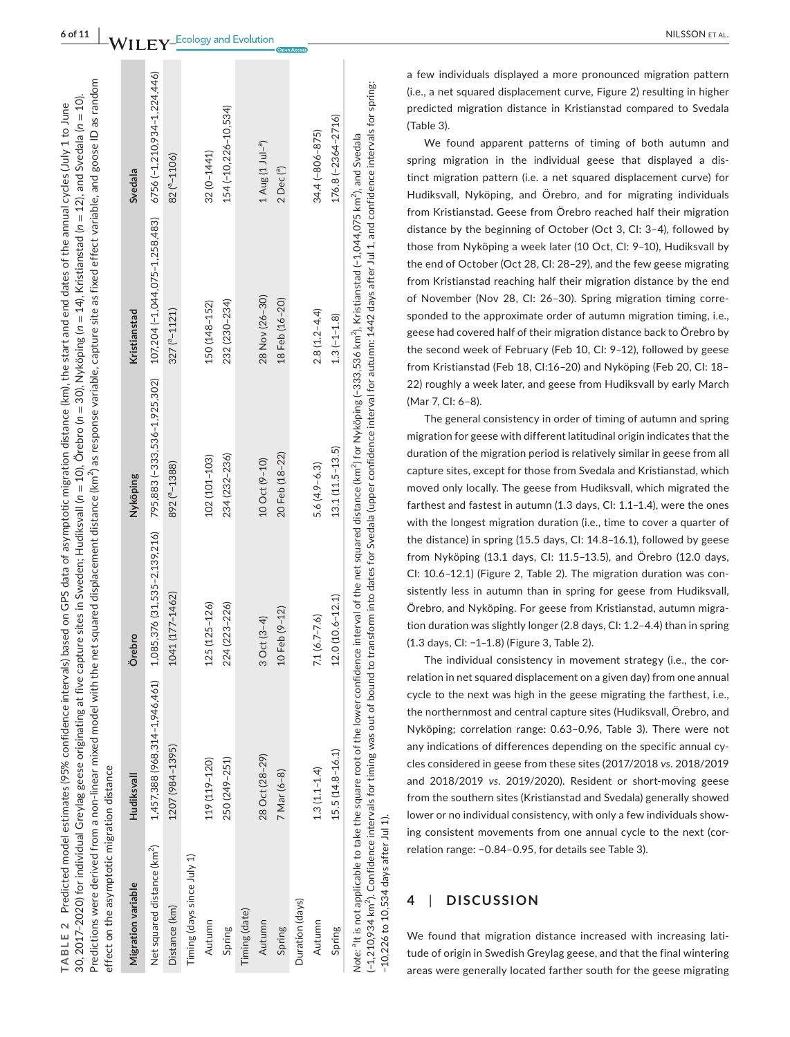**TABLE 2** Predicted model estimates (95% confidence intervals) based on GPS data of asymptotic migration distance (km), the start and end dates of the annual cycles (July 1 to June 30, 2017–2020) for individual Greylag geese originating at five capture sites in Sweden; Hudiksvall ($n = 10$), Örebro ($n = 30$), Nyköping ($n = 14$), Kristianstad ($n = 12$), and Svedala ($n = 10$). Predictions were derived from a non-linear mixed model with the net squared displacement distance ($km^2$) as response variable, capture site as fixed effect variable, and goose ID as random effect on the asymptotic migration distance

| Migration variable | Hudiksvall | Örebro | Nyköping | Kristianstad | Svedala |
|---|---|---|---|---|---|
| Net squared distance ($km^2$) | 1,457,388 (968,314–1,946,461) | 1,085,376 (31,535–2,139,216) | 795,883 (−333,536–1,925,302) | 107,204 (−1,044,075–1,258,483) | 6756 (−1,210,934–1,224,446) |
| Distance (km) | 1207 (984–1395) | 1041 (177–1462) | 892 ([a]–1388) | 327 ([a]–1121) | 82 ([a]–1106) |
| Timing (days since July 1) | | | | | |
| Autumn | 119 (119–120) | 125 (125–126) | 102 (101–103) | 150 (148–152) | 32 (0–1441) |
| Spring | 250 (249–251) | 224 (223–226) | 234 (232–236) | 232 (230–234) | 154 (−10,226–10,534) |
| Timing (date) | | | | | |
| Autumn | 28 Oct (28–29) | 3 Oct (3–4) | 10 Oct (9–10) | 28 Nov (26–30) | 1 Aug (1 Jul–[a]) |
| Spring | 7 Mar (6–8) | 10 Feb (9–12) | 20 Feb (18–22) | 18 Feb (16–20) | 2 Dec ([a]) |
| Duration (days) | | | | | |
| Autumn | 1.3 (1.1–1.4) | 7.1 (6.7–7.6) | 5.6 (4.9–6.3) | 2.8 (1.2–4.4) | 34.4 (−806–875) |
| Spring | 15.5 (14.8–16.1) | 12.0 (10.6–12.1) | 13.1 (11.5–13.5) | 1.3 (−1–1.8) | 176.8 (−2364–2716) |

*Note:* [a]It is not applicable to take the square root of the lower confidence interval of the net squared distance ($km^2$) for Nyköping (−333,536 $km^2$), Kristianstad (−1,044,075 $km^2$), and Svedala (−1,210,934 $km^2$). Confidence intervals for timing was out of bound to transform into dates for Svedala (upper confidence interval for autumn: 1442 days after Jul 1, and confidence intervals for spring: −10,226 to 10,534 days after Jul 1).

a few individuals displayed a more pronounced migration pattern (i.e., a net squared displacement curve, Figure 2) resulting in higher predicted migration distance in Kristianstad compared to Svedala (Table 3).

We found apparent patterns of timing of both autumn and spring migration in the individual geese that displayed a distinct migration pattern (i.e. a net squared displacement curve) for Hudiksvall, Nyköping, and Örebro, and for migrating individuals from Kristianstad. Geese from Örebro reached half their migration distance by the beginning of October (Oct 3, CI: 3–4), followed by those from Nyköping a week later (10 Oct, CI: 9–10), Hudiksvall by the end of October (Oct 28, CI: 28–29), and the few geese migrating from Kristianstad reaching half their migration distance by the end of November (Nov 28, CI: 26–30). Spring migration timing corresponded to the approximate order of autumn migration timing, i.e., geese had covered half of their migration distance back to Örebro by the second week of February (Feb 10, CI: 9–12), followed by geese from Kristianstad (Feb 18, CI:16–20) and Nyköping (Feb 20, CI: 18–22) roughly a week later, and geese from Hudiksvall by early March (Mar 7, CI: 6–8).

The general consistency in order of timing of autumn and spring migration for geese with different latitudinal origin indicates that the duration of the migration period is relatively similar in geese from all capture sites, except for those from Svedala and Kristianstad, which moved only locally. The geese from Hudiksvall, which migrated the farthest and fastest in autumn (1.3 days, CI: 1.1–1.4), were the ones with the longest migration duration (i.e., time to cover a quarter of the distance) in spring (15.5 days, CI: 14.8–16.1), followed by geese from Nyköping (13.1 days, CI: 11.5–13.5), and Örebro (12.0 days, CI: 10.6–12.1) (Figure 2, Table 2). The migration duration was consistently less in autumn than in spring for geese from Hudiksvall, Örebro, and Nyköping. For geese from Kristianstad, autumn migration duration was slightly longer (2.8 days, CI: 1.2–4.4) than in spring (1.3 days, CI: −1–1.8) (Figure 3, Table 2).

The individual consistency in movement strategy (i.e., the correlation in net squared displacement on a given day) from one annual cycle to the next was high in the geese migrating the farthest, i.e., the northernmost and central capture sites (Hudiksvall, Örebro, and Nyköping; correlation range: 0.63–0.96, Table 3). There were not any indications of differences depending on the specific annual cycles considered in geese from these sites (2017/2018 *vs.* 2018/2019 and 2018/2019 *vs.* 2019/2020). Resident or short-moving geese from the southern sites (Kristianstad and Svedala) generally showed lower or no individual consistency, with only a few individuals showing consistent movements from one annual cycle to the next (correlation range: −0.84–0.95, for details see Table 3).

## 4 | DISCUSSION

We found that migration distance increased with increasing latitude of origin in Swedish Greylag geese, and that the final wintering areas were generally located farther south for the geese migrating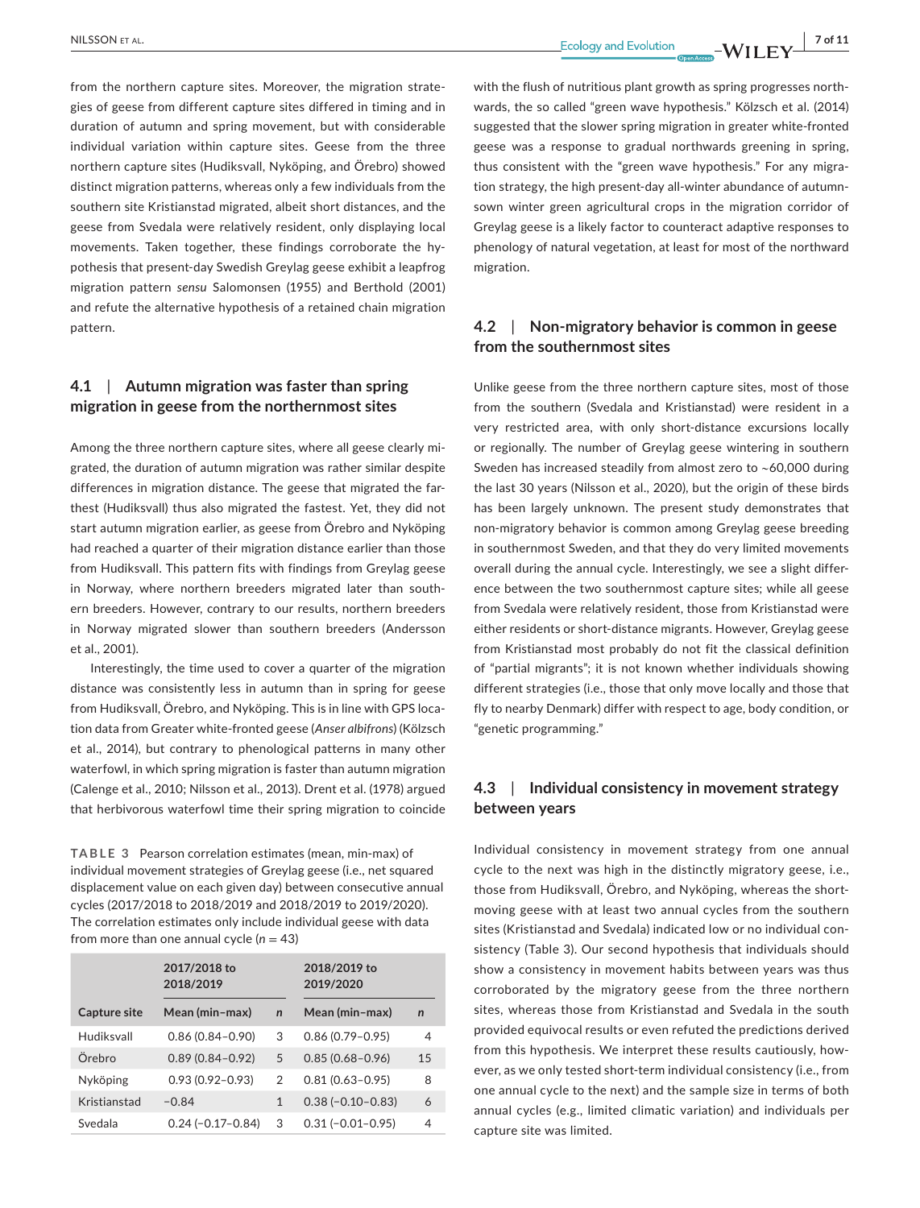from the northern capture sites. Moreover, the migration strategies of geese from different capture sites differed in timing and in duration of autumn and spring movement, but with considerable individual variation within capture sites. Geese from the three northern capture sites (Hudiksvall, Nyköping, and Örebro) showed distinct migration patterns, whereas only a few individuals from the southern site Kristianstad migrated, albeit short distances, and the geese from Svedala were relatively resident, only displaying local movements. Taken together, these findings corroborate the hypothesis that present-day Swedish Greylag geese exhibit a leapfrog migration pattern *sensu* Salomonsen (1955) and Berthold (2001) and refute the alternative hypothesis of a retained chain migration pattern.

## 4.1 | Autumn migration was faster than spring migration in geese from the northernmost sites

Among the three northern capture sites, where all geese clearly migrated, the duration of autumn migration was rather similar despite differences in migration distance. The geese that migrated the farthest (Hudiksvall) thus also migrated the fastest. Yet, they did not start autumn migration earlier, as geese from Örebro and Nyköping had reached a quarter of their migration distance earlier than those from Hudiksvall. This pattern fits with findings from Greylag geese in Norway, where northern breeders migrated later than southern breeders. However, contrary to our results, northern breeders in Norway migrated slower than southern breeders (Andersson et al., 2001).

Interestingly, the time used to cover a quarter of the migration distance was consistently less in autumn than in spring for geese from Hudiksvall, Örebro, and Nyköping. This is in line with GPS location data from Greater white-fronted geese (*Anser albifrons*) (Kölzsch et al., 2014), but contrary to phenological patterns in many other waterfowl, in which spring migration is faster than autumn migration (Calenge et al., 2010; Nilsson et al., 2013). Drent et al. (1978) argued that herbivorous waterfowl time their spring migration to coincide with the flush of nutritious plant growth as spring progresses northwards, the so called "green wave hypothesis." Kölzsch et al. (2014) suggested that the slower spring migration in greater white-fronted geese was a response to gradual northwards greening in spring, thus consistent with the "green wave hypothesis." For any migration strategy, the high present-day all-winter abundance of autumn-sown winter green agricultural crops in the migration corridor of Greylag geese is a likely factor to counteract adaptive responses to phenology of natural vegetation, at least for most of the northward migration.

**TABLE 3** Pearson correlation estimates (mean, min-max) of individual movement strategies of Greylag geese (i.e., net squared displacement value on each given day) between consecutive annual cycles (2017/2018 to 2018/2019 and 2018/2019 to 2019/2020). The correlation estimates only include individual geese with data from more than one annual cycle ($n = 43$)

| | 2017/2018 to 2018/2019 | | 2018/2019 to 2019/2020 | |
|---|---|---|---|---|
| Capture site | Mean (min–max) | *n* | Mean (min–max) | *n* |
| Hudiksvall | 0.86 (0.84–0.90) | 3 | 0.86 (0.79–0.95) | 4 |
| Örebro | 0.89 (0.84–0.92) | 5 | 0.85 (0.68–0.96) | 15 |
| Nyköping | 0.93 (0.92–0.93) | 2 | 0.81 (0.63–0.95) | 8 |
| Kristianstad | −0.84 | 1 | 0.38 (−0.10–0.83) | 6 |
| Svedala | 0.24 (−0.17–0.84) | 3 | 0.31 (−0.01–0.95) | 4 |

## 4.2 | Non-migratory behavior is common in geese from the southernmost sites

Unlike geese from the three northern capture sites, most of those from the southern (Svedala and Kristianstad) were resident in a very restricted area, with only short-distance excursions locally or regionally. The number of Greylag geese wintering in southern Sweden has increased steadily from almost zero to ~60,000 during the last 30 years (Nilsson et al., 2020), but the origin of these birds has been largely unknown. The present study demonstrates that non-migratory behavior is common among Greylag geese breeding in southernmost Sweden, and that they do very limited movements overall during the annual cycle. Interestingly, we see a slight difference between the two southernmost capture sites; while all geese from Svedala were relatively resident, those from Kristianstad were either residents or short-distance migrants. However, Greylag geese from Kristianstad most probably do not fit the classical definition of "partial migrants"; it is not known whether individuals showing different strategies (i.e., those that only move locally and those that fly to nearby Denmark) differ with respect to age, body condition, or "genetic programming."

## 4.3 | Individual consistency in movement strategy between years

Individual consistency in movement strategy from one annual cycle to the next was high in the distinctly migratory geese, i.e., those from Hudiksvall, Örebro, and Nyköping, whereas the short-moving geese with at least two annual cycles from the southern sites (Kristianstad and Svedala) indicated low or no individual consistency (Table 3). Our second hypothesis that individuals should show a consistency in movement habits between years was thus corroborated by the migratory geese from the three northern sites, whereas those from Kristianstad and Svedala in the south provided equivocal results or even refuted the predictions derived from this hypothesis. We interpret these results cautiously, however, as we only tested short-term individual consistency (i.e., from one annual cycle to the next) and the sample size in terms of both annual cycles (e.g., limited climatic variation) and individuals per capture site was limited.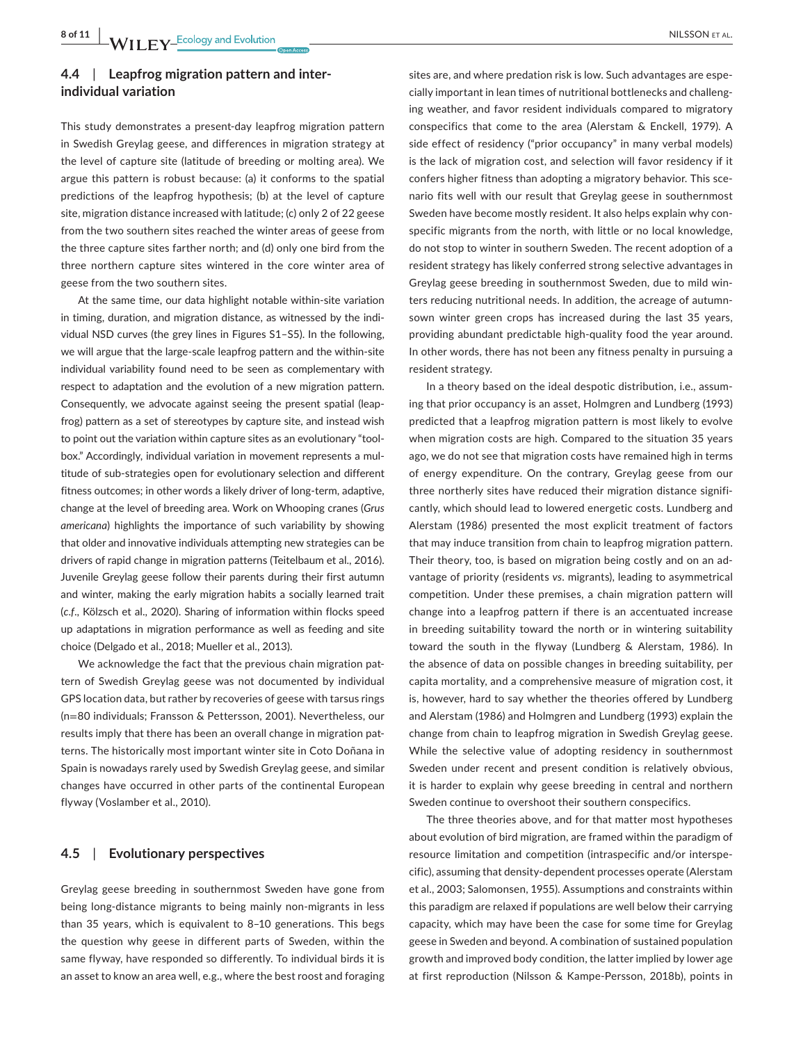### 4.4 | Leapfrog migration pattern and inter-individual variation

This study demonstrates a present-day leapfrog migration pattern in Swedish Greylag geese, and differences in migration strategy at the level of capture site (latitude of breeding or molting area). We argue this pattern is robust because: (a) it conforms to the spatial predictions of the leapfrog hypothesis; (b) at the level of capture site, migration distance increased with latitude; (c) only 2 of 22 geese from the two southern sites reached the winter areas of geese from the three capture sites farther north; and (d) only one bird from the three northern capture sites wintered in the core winter area of geese from the two southern sites.

At the same time, our data highlight notable within-site variation in timing, duration, and migration distance, as witnessed by the individual NSD curves (the grey lines in Figures S1–S5). In the following, we will argue that the large-scale leapfrog pattern and the within-site individual variability found need to be seen as complementary with respect to adaptation and the evolution of a new migration pattern. Consequently, we advocate against seeing the present spatial (leapfrog) pattern as a set of stereotypes by capture site, and instead wish to point out the variation within capture sites as an evolutionary "toolbox." Accordingly, individual variation in movement represents a multitude of sub-strategies open for evolutionary selection and different fitness outcomes; in other words a likely driver of long-term, adaptive, change at the level of breeding area. Work on Whooping cranes (*Grus americana*) highlights the importance of such variability by showing that older and innovative individuals attempting new strategies can be drivers of rapid change in migration patterns (Teitelbaum et al., 2016). Juvenile Greylag geese follow their parents during their first autumn and winter, making the early migration habits a socially learned trait (*c.f*., Kölzsch et al., 2020). Sharing of information within flocks speed up adaptations in migration performance as well as feeding and site choice (Delgado et al., 2018; Mueller et al., 2013).

We acknowledge the fact that the previous chain migration pattern of Swedish Greylag geese was not documented by individual GPS location data, but rather by recoveries of geese with tarsus rings (n=80 individuals; Fransson & Pettersson, 2001). Nevertheless, our results imply that there has been an overall change in migration patterns. The historically most important winter site in Coto Doñana in Spain is nowadays rarely used by Swedish Greylag geese, and similar changes have occurred in other parts of the continental European flyway (Voslamber et al., 2010).

### 4.5 | Evolutionary perspectives

Greylag geese breeding in southernmost Sweden have gone from being long-distance migrants to being mainly non-migrants in less than 35 years, which is equivalent to 8–10 generations. This begs the question why geese in different parts of Sweden, within the same flyway, have responded so differently. To individual birds it is an asset to know an area well, e.g., where the best roost and foraging sites are, and where predation risk is low. Such advantages are especially important in lean times of nutritional bottlenecks and challenging weather, and favor resident individuals compared to migratory conspecifics that come to the area (Alerstam & Enckell, 1979). A side effect of residency ("prior occupancy" in many verbal models) is the lack of migration cost, and selection will favor residency if it confers higher fitness than adopting a migratory behavior. This scenario fits well with our result that Greylag geese in southernmost Sweden have become mostly resident. It also helps explain why conspecific migrants from the north, with little or no local knowledge, do not stop to winter in southern Sweden. The recent adoption of a resident strategy has likely conferred strong selective advantages in Greylag geese breeding in southernmost Sweden, due to mild winters reducing nutritional needs. In addition, the acreage of autumn-sown winter green crops has increased during the last 35 years, providing abundant predictable high-quality food the year around. In other words, there has not been any fitness penalty in pursuing a resident strategy.

In a theory based on the ideal despotic distribution, i.e., assuming that prior occupancy is an asset, Holmgren and Lundberg (1993) predicted that a leapfrog migration pattern is most likely to evolve when migration costs are high. Compared to the situation 35 years ago, we do not see that migration costs have remained high in terms of energy expenditure. On the contrary, Greylag geese from our three northerly sites have reduced their migration distance significantly, which should lead to lowered energetic costs. Lundberg and Alerstam (1986) presented the most explicit treatment of factors that may induce transition from chain to leapfrog migration pattern. Their theory, too, is based on migration being costly and on an advantage of priority (residents *vs*. migrants), leading to asymmetrical competition. Under these premises, a chain migration pattern will change into a leapfrog pattern if there is an accentuated increase in breeding suitability toward the north or in wintering suitability toward the south in the flyway (Lundberg & Alerstam, 1986). In the absence of data on possible changes in breeding suitability, per capita mortality, and a comprehensive measure of migration cost, it is, however, hard to say whether the theories offered by Lundberg and Alerstam (1986) and Holmgren and Lundberg (1993) explain the change from chain to leapfrog migration in Swedish Greylag geese. While the selective value of adopting residency in southernmost Sweden under recent and present condition is relatively obvious, it is harder to explain why geese breeding in central and northern Sweden continue to overshoot their southern conspecifics.

The three theories above, and for that matter most hypotheses about evolution of bird migration, are framed within the paradigm of resource limitation and competition (intraspecific and/or interspecific), assuming that density-dependent processes operate (Alerstam et al., 2003; Salomonsen, 1955). Assumptions and constraints within this paradigm are relaxed if populations are well below their carrying capacity, which may have been the case for some time for Greylag geese in Sweden and beyond. A combination of sustained population growth and improved body condition, the latter implied by lower age at first reproduction (Nilsson & Kampe-Persson, 2018b), points in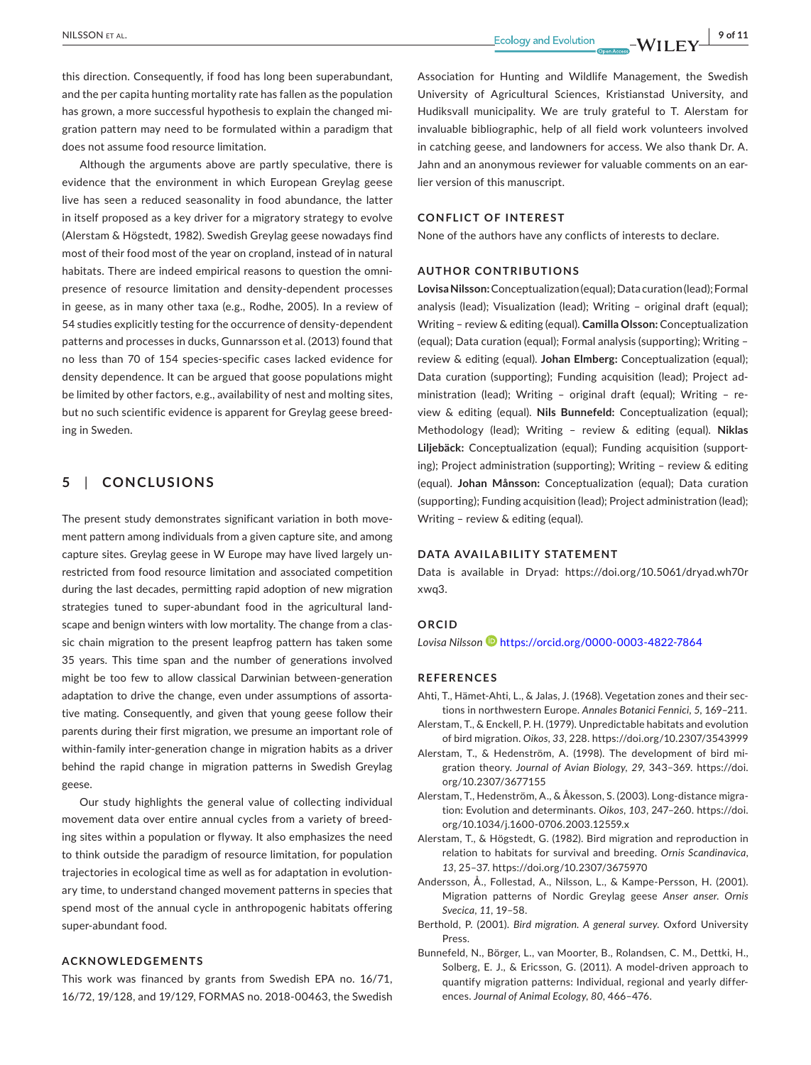this direction. Consequently, if food has long been superabundant, and the per capita hunting mortality rate has fallen as the population has grown, a more successful hypothesis to explain the changed migration pattern may need to be formulated within a paradigm that does not assume food resource limitation.

Although the arguments above are partly speculative, there is evidence that the environment in which European Greylag geese live has seen a reduced seasonality in food abundance, the latter in itself proposed as a key driver for a migratory strategy to evolve (Alerstam & Högstedt, 1982). Swedish Greylag geese nowadays find most of their food most of the year on cropland, instead of in natural habitats. There are indeed empirical reasons to question the omnipresence of resource limitation and density-dependent processes in geese, as in many other taxa (e.g., Rodhe, 2005). In a review of 54 studies explicitly testing for the occurrence of density-dependent patterns and processes in ducks, Gunnarsson et al. (2013) found that no less than 70 of 154 species-specific cases lacked evidence for density dependence. It can be argued that goose populations might be limited by other factors, e.g., availability of nest and molting sites, but no such scientific evidence is apparent for Greylag geese breeding in Sweden.

## 5 | CONCLUSIONS

The present study demonstrates significant variation in both movement pattern among individuals from a given capture site, and among capture sites. Greylag geese in W Europe may have lived largely unrestricted from food resource limitation and associated competition during the last decades, permitting rapid adoption of new migration strategies tuned to super-abundant food in the agricultural landscape and benign winters with low mortality. The change from a classic chain migration to the present leapfrog pattern has taken some 35 years. This time span and the number of generations involved might be too few to allow classical Darwinian between-generation adaptation to drive the change, even under assumptions of assortative mating. Consequently, and given that young geese follow their parents during their first migration, we presume an important role of within-family inter-generation change in migration habits as a driver behind the rapid change in migration patterns in Swedish Greylag geese.

Our study highlights the general value of collecting individual movement data over entire annual cycles from a variety of breeding sites within a population or flyway. It also emphasizes the need to think outside the paradigm of resource limitation, for population trajectories in ecological time as well as for adaptation in evolutionary time, to understand changed movement patterns in species that spend most of the annual cycle in anthropogenic habitats offering super-abundant food.

### ACKNOWLEDGEMENTS

This work was financed by grants from Swedish EPA no. 16/71, 16/72, 19/128, and 19/129, FORMAS no. 2018-00463, the Swedish Association for Hunting and Wildlife Management, the Swedish University of Agricultural Sciences, Kristianstad University, and Hudiksvall municipality. We are truly grateful to T. Alerstam for invaluable bibliographic, help of all field work volunteers involved in catching geese, and landowners for access. We also thank Dr. A. Jahn and an anonymous reviewer for valuable comments on an earlier version of this manuscript.

### CONFLICT OF INTEREST

None of the authors have any conflicts of interests to declare.

### AUTHOR CONTRIBUTIONS

**Lovisa Nilsson:** Conceptualization (equal); Data curation (lead); Formal analysis (lead); Visualization (lead); Writing – original draft (equal); Writing – review & editing (equal). **Camilla Olsson:** Conceptualization (equal); Data curation (equal); Formal analysis (supporting); Writing – review & editing (equal). **Johan Elmberg:** Conceptualization (equal); Data curation (supporting); Funding acquisition (lead); Project administration (lead); Writing – original draft (equal); Writing – review & editing (equal). **Nils Bunnefeld:** Conceptualization (equal); Methodology (lead); Writing – review & editing (equal). **Niklas Liljebäck:** Conceptualization (equal); Funding acquisition (supporting); Project administration (supporting); Writing – review & editing (equal). **Johan Månsson:** Conceptualization (equal); Data curation (supporting); Funding acquisition (lead); Project administration (lead); Writing – review & editing (equal).

### DATA AVAILABILITY STATEMENT

Data is available in Dryad: https://doi.org/10.5061/dryad.wh70rxwq3.

### ORCID

*Lovisa Nilsson* https://orcid.org/0000-0003-4822-7864

### REFERENCES

Ahti, T., Hämet-Ahti, L., & Jalas, J. (1968). Vegetation zones and their sections in northwestern Europe. *Annales Botanici Fennici*, *5*, 169–211.

Alerstam, T., & Enckell, P. H. (1979). Unpredictable habitats and evolution of bird migration. *Oikos*, *33*, 228. https://doi.org/10.2307/3543999

Alerstam, T., & Hedenström, A. (1998). The development of bird migration theory. *Journal of Avian Biology*, *29*, 343–369. https://doi.org/10.2307/3677155

Alerstam, T., Hedenström, A., & Åkesson, S. (2003). Long-distance migration: Evolution and determinants. *Oikos*, *103*, 247–260. https://doi.org/10.1034/j.1600-0706.2003.12559.x

Alerstam, T., & Högstedt, G. (1982). Bird migration and reproduction in relation to habitats for survival and breeding. *Ornis Scandinavica*, *13*, 25–37. https://doi.org/10.2307/3675970

Andersson, Å., Follestad, A., Nilsson, L., & Kampe-Persson, H. (2001). Migration patterns of Nordic Greylag geese *Anser anser*. *Ornis Svecica*, *11*, 19–58.

Berthold, P. (2001). *Bird migration. A general survey*. Oxford University Press.

Bunnefeld, N., Börger, L., van Moorter, B., Rolandsen, C. M., Dettki, H., Solberg, E. J., & Ericsson, G. (2011). A model-driven approach to quantify migration patterns: Individual, regional and yearly differences. *Journal of Animal Ecology*, *80*, 466–476.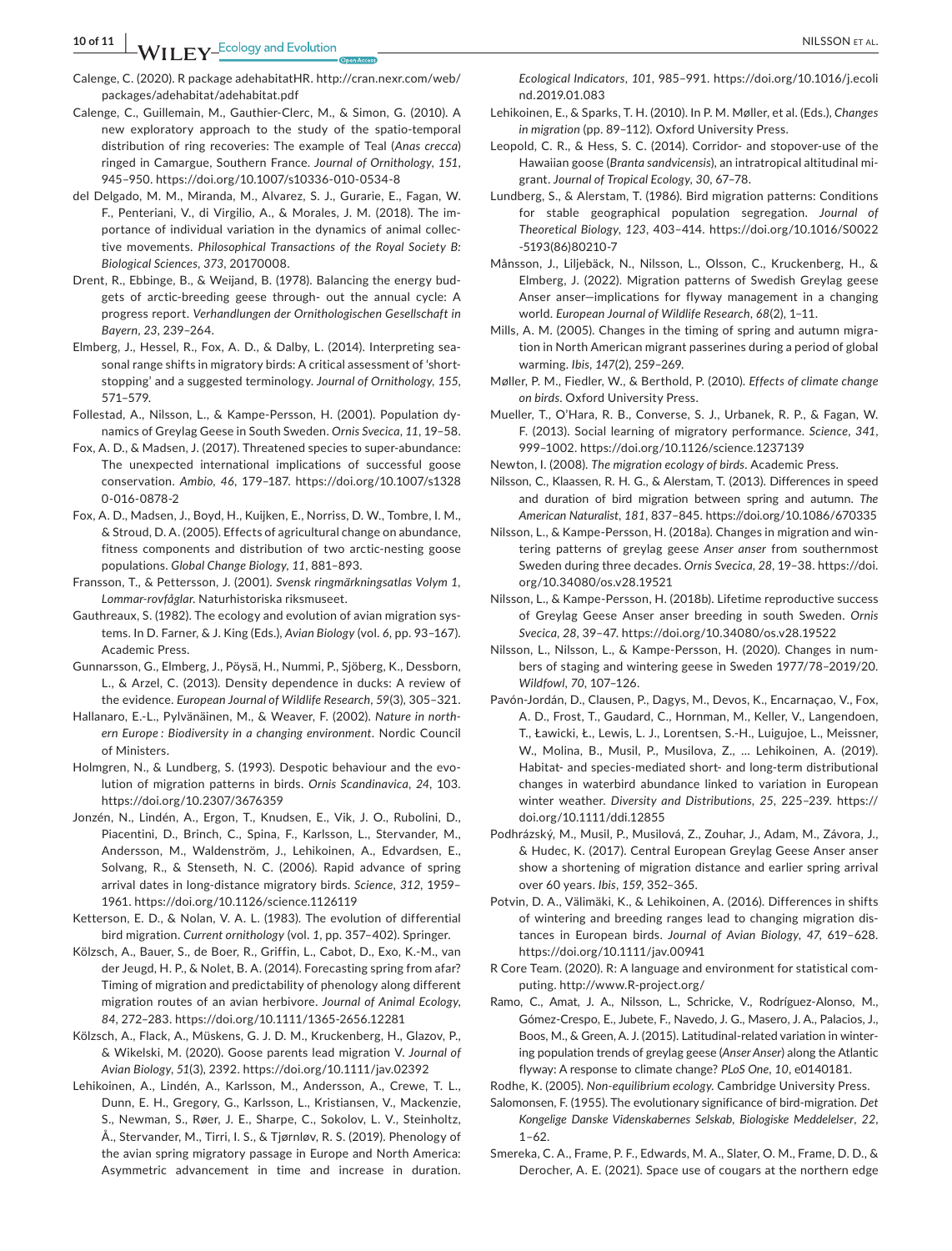Calenge, C. (2020). R package adehabitatHR. http://cran.nexr.com/web/packages/adehabitat/adehabitat.pdf

Calenge, C., Guillemain, M., Gauthier-Clerc, M., & Simon, G. (2010). A new exploratory approach to the study of the spatio-temporal distribution of ring recoveries: The example of Teal (*Anas crecca*) ringed in Camargue, Southern France. *Journal of Ornithology*, *151*, 945–950. https://doi.org/10.1007/s10336-010-0534-8

del Delgado, M. M., Miranda, M., Alvarez, S. J., Gurarie, E., Fagan, W. F., Penteriani, V., di Virgilio, A., & Morales, J. M. (2018). The importance of individual variation in the dynamics of animal collective movements. *Philosophical Transactions of the Royal Society B: Biological Sciences*, *373*, 20170008.

Drent, R., Ebbinge, B., & Weijand, B. (1978). Balancing the energy budgets of arctic-breeding geese through- out the annual cycle: A progress report. *Verhandlungen der Ornithologischen Gesellschaft in Bayern*, *23*, 239–264.

Elmberg, J., Hessel, R., Fox, A. D., & Dalby, L. (2014). Interpreting seasonal range shifts in migratory birds: A critical assessment of 'short-stopping' and a suggested terminology. *Journal of Ornithology*, *155*, 571–579.

Follestad, A., Nilsson, L., & Kampe-Persson, H. (2001). Population dynamics of Greylag Geese in South Sweden. *Ornis Svecica*, *11*, 19–58.

Fox, A. D., & Madsen, J. (2017). Threatened species to super-abundance: The unexpected international implications of successful goose conservation. *Ambio*, *46*, 179–187. https://doi.org/10.1007/s13280-016-0878-2

Fox, A. D., Madsen, J., Boyd, H., Kuijken, E., Norriss, D. W., Tombre, I. M., & Stroud, D. A. (2005). Effects of agricultural change on abundance, fitness components and distribution of two arctic-nesting goose populations. *Global Change Biology*, *11*, 881–893.

Fransson, T., & Pettersson, J. (2001). *Svensk ringmärkningsatlas Volym 1, Lommar-rovfåglar*. Naturhistoriska riksmuseet.

Gauthreaux, S. (1982). The ecology and evolution of avian migration systems. In D. Farner, & J. King (Eds.), *Avian Biology* (vol. *6*, pp. 93–167). Academic Press.

Gunnarsson, G., Elmberg, J., Pöysä, H., Nummi, P., Sjöberg, K., Dessborn, L., & Arzel, C. (2013). Density dependence in ducks: A review of the evidence. *European Journal of Wildlife Research*, *59*(3), 305–321.

Hallanaro, E.-L., Pylvänäinen, M., & Weaver, F. (2002). *Nature in northern Europe : Biodiversity in a changing environment*. Nordic Council of Ministers.

Holmgren, N., & Lundberg, S. (1993). Despotic behaviour and the evolution of migration patterns in birds. *Ornis Scandinavica*, *24*, 103. https://doi.org/10.2307/3676359

Jonzén, N., Lindén, A., Ergon, T., Knudsen, E., Vik, J. O., Rubolini, D., Piacentini, D., Brinch, C., Spina, F., Karlsson, L., Stervander, M., Andersson, M., Waldenström, J., Lehikoinen, A., Edvardsen, E., Solvang, R., & Stenseth, N. C. (2006). Rapid advance of spring arrival dates in long-distance migratory birds. *Science*, *312*, 1959–1961. https://doi.org/10.1126/science.1126119

Ketterson, E. D., & Nolan, V. A. L. (1983). The evolution of differential bird migration. *Current ornithology* (vol. *1*, pp. 357–402). Springer.

Kölzsch, A., Bauer, S., de Boer, R., Griffin, L., Cabot, D., Exo, K.-M., van der Jeugd, H. P., & Nolet, B. A. (2014). Forecasting spring from afar? Timing of migration and predictability of phenology along different migration routes of an avian herbivore. *Journal of Animal Ecology*, *84*, 272–283. https://doi.org/10.1111/1365-2656.12281

Kölzsch, A., Flack, A., Müskens, G. J. D. M., Kruckenberg, H., Glazov, P., & Wikelski, M. (2020). Goose parents lead migration V. *Journal of Avian Biology*, *51*(3), 2392. https://doi.org/10.1111/jav.02392

Lehikoinen, A., Lindén, A., Karlsson, M., Andersson, A., Crewe, T. L., Dunn, E. H., Gregory, G., Karlsson, L., Kristiansen, V., Mackenzie, S., Newman, S., Røer, J. E., Sharpe, C., Sokolov, L. V., Steinholtz, Å., Stervander, M., Tirri, I. S., & Tjørnløv, R. S. (2019). Phenology of the avian spring migratory passage in Europe and North America: Asymmetric advancement in time and increase in duration. *Ecological Indicators*, *101*, 985–991. https://doi.org/10.1016/j.ecolind.2019.01.083

Lehikoinen, E., & Sparks, T. H. (2010). In P. M. Møller, et al. (Eds.), *Changes in migration* (pp. 89–112). Oxford University Press.

Leopold, C. R., & Hess, S. C. (2014). Corridor- and stopover-use of the Hawaiian goose (*Branta sandvicensis*), an intratropical altitudinal migrant. *Journal of Tropical Ecology*, *30*, 67–78.

Lundberg, S., & Alerstam, T. (1986). Bird migration patterns: Conditions for stable geographical population segregation. *Journal of Theoretical Biology*, *123*, 403–414. https://doi.org/10.1016/S0022-5193(86)80210-7

Månsson, J., Liljebäck, N., Nilsson, L., Olsson, C., Kruckenberg, H., & Elmberg, J. (2022). Migration patterns of Swedish Greylag geese Anser anser—implications for flyway management in a changing world. *European Journal of Wildlife Research*, *68*(2), 1–11.

Mills, A. M. (2005). Changes in the timing of spring and autumn migration in North American migrant passerines during a period of global warming. *Ibis*, *147*(2), 259–269.

Møller, P. M., Fiedler, W., & Berthold, P. (2010). *Effects of climate change on birds*. Oxford University Press.

Mueller, T., O'Hara, R. B., Converse, S. J., Urbanek, R. P., & Fagan, W. F. (2013). Social learning of migratory performance. *Science*, *341*, 999–1002. https://doi.org/10.1126/science.1237139

Newton, I. (2008). *The migration ecology of birds*. Academic Press.

Nilsson, C., Klaassen, R. H. G., & Alerstam, T. (2013). Differences in speed and duration of bird migration between spring and autumn. *The American Naturalist*, *181*, 837–845. https://doi.org/10.1086/670335

Nilsson, L., & Kampe-Persson, H. (2018a). Changes in migration and wintering patterns of greylag geese *Anser anser* from southernmost Sweden during three decades. *Ornis Svecica*, *28*, 19–38. https://doi.org/10.34080/os.v28.19521

Nilsson, L., & Kampe-Persson, H. (2018b). Lifetime reproductive success of Greylag Geese Anser anser breeding in south Sweden. *Ornis Svecica*, *28*, 39–47. https://doi.org/10.34080/os.v28.19522

Nilsson, L., Nilsson, L., & Kampe-Persson, H. (2020). Changes in numbers of staging and wintering geese in Sweden 1977/78–2019/20. *Wildfowl*, *70*, 107–126.

Pavón-Jordán, D., Clausen, P., Dagys, M., Devos, K., Encarnaçao, V., Fox, A. D., Frost, T., Gaudard, C., Hornman, M., Keller, V., Langendoen, T., Ławicki, Ł., Lewis, L. J., Lorentsen, S.-H., Luigujoe, L., Meissner, W., Molina, B., Musil, P., Musilova, Z., … Lehikoinen, A. (2019). Habitat- and species-mediated short- and long-term distributional changes in waterbird abundance linked to variation in European winter weather. *Diversity and Distributions*, *25*, 225–239. https://doi.org/10.1111/ddi.12855

Podhrázský, M., Musil, P., Musilová, Z., Zouhar, J., Adam, M., Závora, J., & Hudec, K. (2017). Central European Greylag Geese Anser anser show a shortening of migration distance and earlier spring arrival over 60 years. *Ibis*, *159*, 352–365.

Potvin, D. A., Välimäki, K., & Lehikoinen, A. (2016). Differences in shifts of wintering and breeding ranges lead to changing migration distances in European birds. *Journal of Avian Biology*, *47*, 619–628. https://doi.org/10.1111/jav.00941

R Core Team. (2020). R: A language and environment for statistical computing. http://www.R-project.org/

Ramo, C., Amat, J. A., Nilsson, L., Schricke, V., Rodríguez-Alonso, M., Gómez-Crespo, E., Jubete, F., Navedo, J. G., Masero, J. A., Palacios, J., Boos, M., & Green, A. J. (2015). Latitudinal-related variation in wintering population trends of greylag geese (*Anser Anser*) along the Atlantic flyway: A response to climate change? *PLoS One*, *10*, e0140181.

Rodhe, K. (2005). *Non-equilibrium ecology*. Cambridge University Press.

Salomonsen, F. (1955). The evolutionary significance of bird-migration. *Det Kongelige Danske Videnskabernes Selskab, Biologiske Meddelelser*, *22*, 1–62.

Smereka, C. A., Frame, P. F., Edwards, M. A., Slater, O. M., Frame, D. D., & Derocher, A. E. (2021). Space use of cougars at the northern edge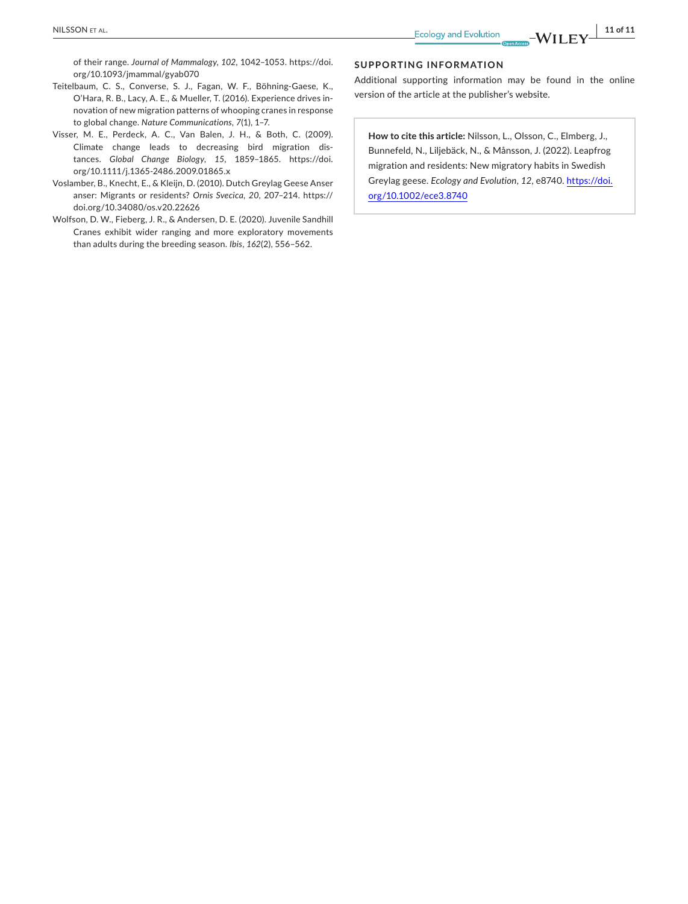of their range. *Journal of Mammalogy*, *102*, 1042–1053. https://doi.org/10.1093/jmammal/gyab070

Teitelbaum, C. S., Converse, S. J., Fagan, W. F., Böhning-Gaese, K., O'Hara, R. B., Lacy, A. E., & Mueller, T. (2016). Experience drives innovation of new migration patterns of whooping cranes in response to global change. *Nature Communications*, *7*(1), 1–7.

Visser, M. E., Perdeck, A. C., Van Balen, J. H., & Both, C. (2009). Climate change leads to decreasing bird migration distances. *Global Change Biology*, *15*, 1859–1865. https://doi.org/10.1111/j.1365-2486.2009.01865.x

Voslamber, B., Knecht, E., & Kleijn, D. (2010). Dutch Greylag Geese Anser anser: Migrants or residents? *Ornis Svecica*, *20*, 207–214. https://doi.org/10.34080/os.v20.22626

Wolfson, D. W., Fieberg, J. R., & Andersen, D. E. (2020). Juvenile Sandhill Cranes exhibit wider ranging and more exploratory movements than adults during the breeding season. *Ibis*, *162*(2), 556–562.

## SUPPORTING INFORMATION

Additional supporting information may be found in the online version of the article at the publisher's website.

**How to cite this article:** Nilsson, L., Olsson, C., Elmberg, J., Bunnefeld, N., Liljebäck, N., & Månsson, J. (2022). Leapfrog migration and residents: New migratory habits in Swedish Greylag geese. *Ecology and Evolution*, *12*, e8740. https://doi.org/10.1002/ece3.8740